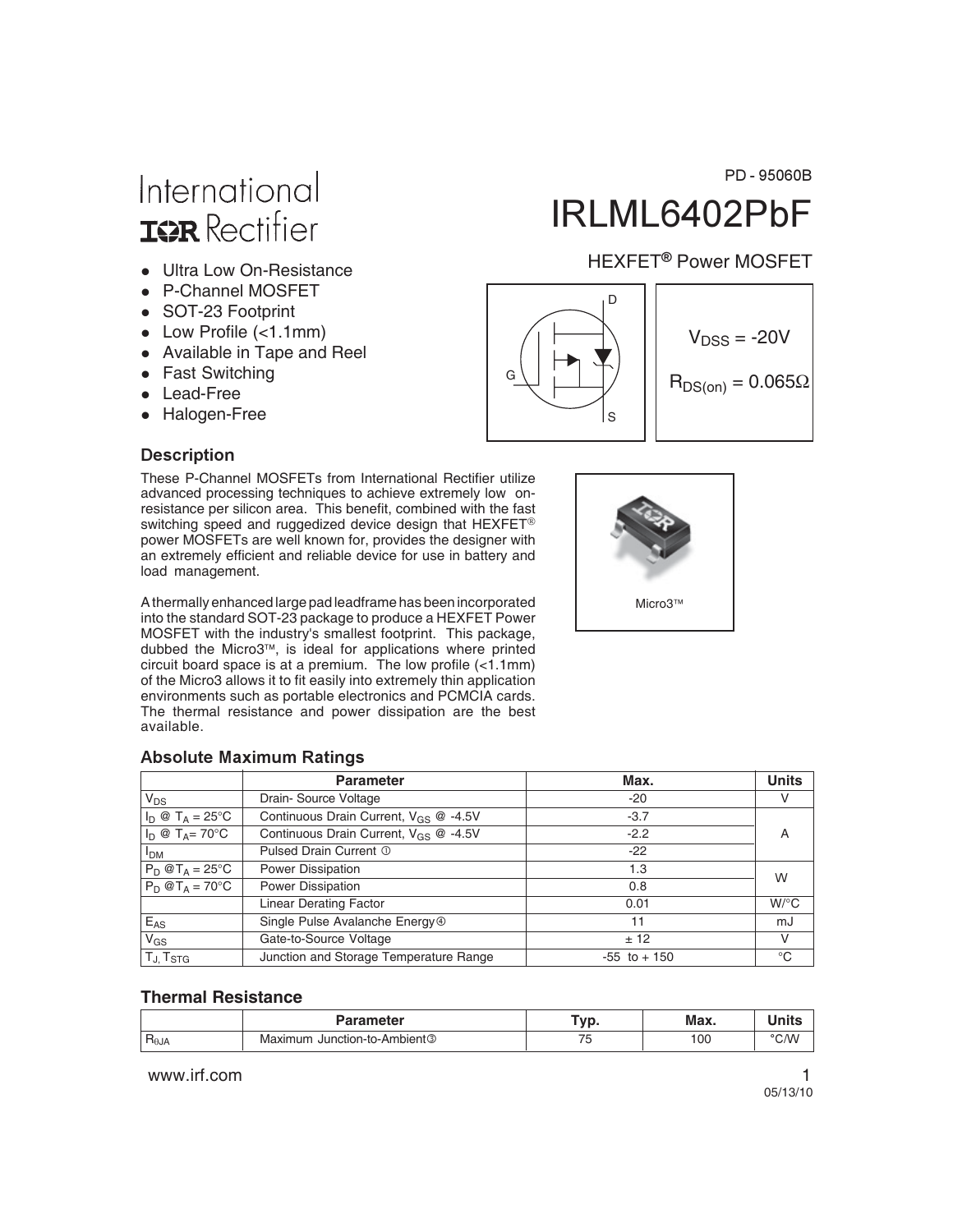PD - 95060B

International IOR Rectifier

# IRLML6402PbF

HEXFET® Power MOSFET

- Ultra Low On-Resistance
- P-Channel MOSFET
- SOT-23 Footprint
- Low Profile (<1.1mm)
- Available in Tape and Reel
- Fast Switching
- Lead-Free
- Halogen-Free

$V_{DSS} = -20V$

$R_{DS(on)} = 0.065\Omega$

## Description

These P-Channel MOSFETs from International Rectifier utilize advanced processing techniques to achieve extremely low on-resistance per silicon area. This benefit, combined with the fast switching speed and ruggedized device design that HEXFET® power MOSFETs are well known for, provides the designer with an extremely efficient and reliable device for use in battery and load management.

A thermally enhanced large pad leadframe has been incorporated into the standard SOT-23 package to produce a HEXFET Power MOSFET with the industry's smallest footprint. This package, dubbed the Micro3™, is ideal for applications where printed circuit board space is at a premium. The low profile (<1.1mm) of the Micro3 allows it to fit easily into extremely thin application environments such as portable electronics and PCMCIA cards. The thermal resistance and power dissipation are the best available.

Micro3™

## Absolute Maximum Ratings

| | Parameter | Max. | Units |
|---|---|---|---|
| $V_{DS}$ | Drain- Source Voltage | -20 | V |
| $I_D$ @ $T_A = 25°C$ | Continuous Drain Current, $V_{GS}$ @ -4.5V | -3.7 | A |
| $I_D$ @ $T_A = 70°C$ | Continuous Drain Current, $V_{GS}$ @ -4.5V | -2.2 | A |
| $I_{DM}$ | Pulsed Drain Current ① | -22 | A |
| $P_D$ @$T_A = 25°C$ | Power Dissipation | 1.3 | W |
| $P_D$ @$T_A = 70°C$ | Power Dissipation | 0.8 | W |
| | Linear Derating Factor | 0.01 | W/°C |
| $E_{AS}$ | Single Pulse Avalanche Energy④ | 11 | mJ |
| $V_{GS}$ | Gate-to-Source Voltage | ± 12 | V |
| $T_J, T_{STG}$ | Junction and Storage Temperature Range | -55 to + 150 | °C |

## Thermal Resistance

| | Parameter | Typ. | Max. | Units |
|---|---|---|---|---|
| $R_{\theta JA}$ | Maximum Junction-to-Ambient③ | 75 | 100 | °C/W |

www.irf.com

05/13/10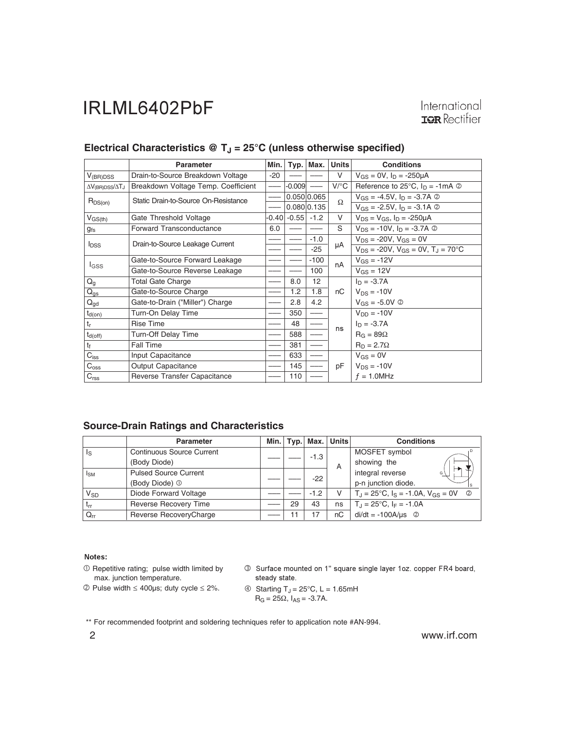## Electrical Characteristics @ $T_J$ = 25°C (unless otherwise specified)

| | Parameter | Min. | Typ. | Max. | Units | Conditions |
|---|---|---|---|---|---|---|
| $V_{(BR)DSS}$ | Drain-to-Source Breakdown Voltage | -20 | —— | —— | V | $V_{GS}$ = 0V, $I_D$ = -250μA |
| $\Delta V_{(BR)DSS}/\Delta T_J$ | Breakdown Voltage Temp. Coefficient | —— | -0.009 | —— | V/°C | Reference to 25°C, $I_D$ = -1mA ② |
| $R_{DS(on)}$ | Static Drain-to-Source On-Resistance | —— | 0.050 | 0.065 | Ω | $V_{GS}$ = -4.5V, $I_D$ = -3.7A ② |
| | | —— | 0.080 | 0.135 | | $V_{GS}$ = -2.5V, $I_D$ = -3.1A ② |
| $V_{GS(th)}$ | Gate Threshold Voltage | -0.40 | -0.55 | -1.2 | V | $V_{DS}$ = $V_{GS}$, $I_D$ = -250μA |
| $g_{fs}$ | Forward Transconductance | 6.0 | —— | —— | S | $V_{DS}$ = -10V, $I_D$ = -3.7A ② |
| $I_{DSS}$ | Drain-to-Source Leakage Current | —— | —— | -1.0 | μA | $V_{DS}$ = -20V, $V_{GS}$ = 0V |
| | | —— | —— | -25 | | $V_{DS}$ = -20V, $V_{GS}$ = 0V, $T_J$ = 70°C |
| $I_{GSS}$ | Gate-to-Source Forward Leakage | —— | —— | -100 | nA | $V_{GS}$ = -12V |
| | Gate-to-Source Reverse Leakage | —— | —— | 100 | | $V_{GS}$ = 12V |
| $Q_g$ | Total Gate Charge | —— | 8.0 | 12 | nC | $I_D$ = -3.7A |
| $Q_{gs}$ | Gate-to-Source Charge | —— | 1.2 | 1.8 | | $V_{DS}$ = -10V |
| $Q_{gd}$ | Gate-to-Drain ("Miller") Charge | —— | 2.8 | 4.2 | | $V_{GS}$ = -5.0V ② |
| $t_{d(on)}$ | Turn-On Delay Time | —— | 350 | —— | ns | $V_{DD}$ = -10V |
| $t_r$ | Rise Time | —— | 48 | —— | | $I_D$ = -3.7A |
| $t_{d(off)}$ | Turn-Off Delay Time | —— | 588 | —— | | $R_G$ = 89Ω |
| $t_f$ | Fall Time | —— | 381 | —— | | $R_D$ = 2.7Ω |
| $C_{iss}$ | Input Capacitance | —— | 633 | —— | pF | $V_{GS}$ = 0V |
| $C_{oss}$ | Output Capacitance | —— | 145 | —— | | $V_{DS}$ = -10V |
| $C_{rss}$ | Reverse Transfer Capacitance | —— | 110 | —— | | $f$ = 1.0MHz |

## Source-Drain Ratings and Characteristics

| | Parameter | Min. | Typ. | Max. | Units | Conditions |
|---|---|---|---|---|---|---|
| $I_S$ | Continuous Source Current (Body Diode) | —— | —— | -1.3 | A | MOSFET symbol showing the integral reverse p-n junction diode. |
| $I_{SM}$ | Pulsed Source Current (Body Diode) ① | —— | —— | -22 | | |
| $V_{SD}$ | Diode Forward Voltage | —— | —— | -1.2 | V | $T_J$ = 25°C, $I_S$ = -1.0A, $V_{GS}$ = 0V ② |
| $t_{rr}$ | Reverse Recovery Time | —— | 29 | 43 | ns | $T_J$ = 25°C, $I_F$ = -1.0A |
| $Q_{rr}$ | Reverse RecoveryCharge | —— | 11 | 17 | nC | di/dt = -100A/μs ② |

**Notes:**

① Repetitive rating; pulse width limited by max. junction temperature.

② Pulse width ≤ 400μs; duty cycle ≤ 2%.

③ Surface mounted on 1" square single layer 1oz. copper FR4 board, steady state.

④ Starting $T_J$ = 25°C, L = 1.65mH $R_G$ = 25Ω, $I_{AS}$ = -3.7A.

** For recommended footprint and soldering techniques refer to application note #AN-994.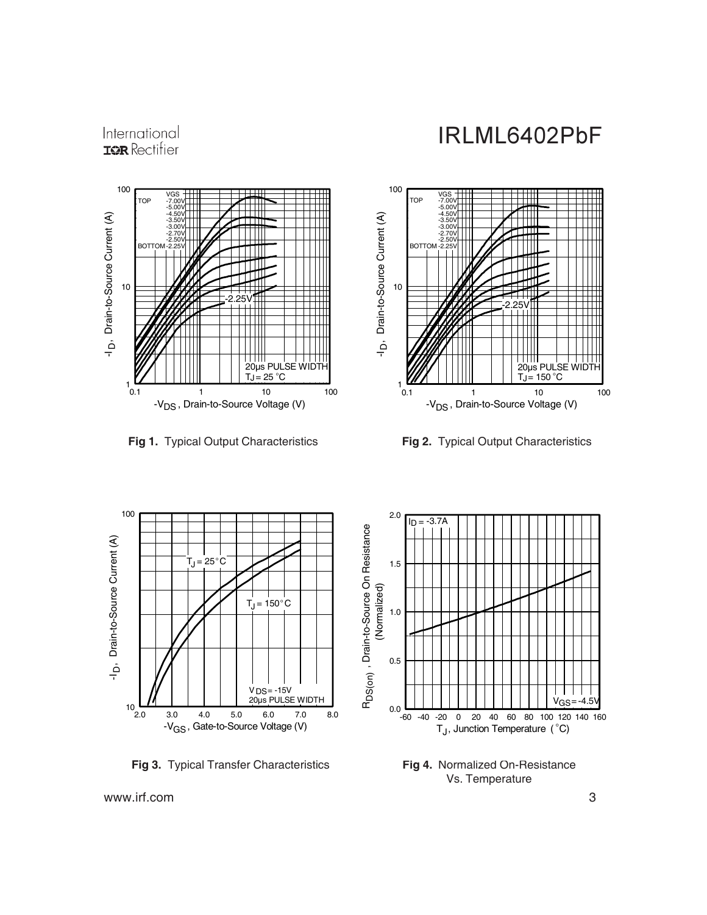Fig 1. Typical Output Characteristics

Fig 2. Typical Output Characteristics

Fig 3. Typical Transfer Characteristics

Fig 4. Normalized On-Resistance Vs. Temperature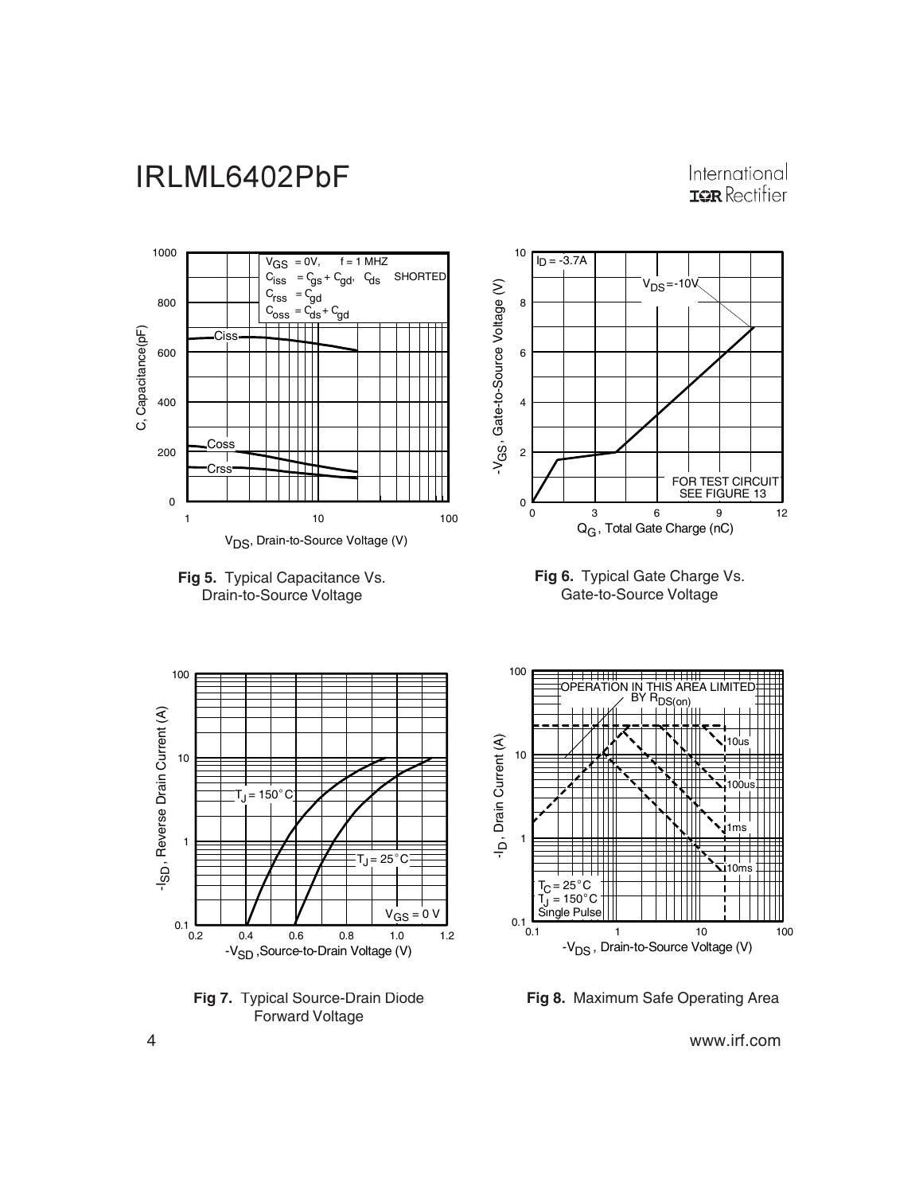**Fig 5.** Typical Capacitance Vs. Drain-to-Source Voltage

**Fig 6.** Typical Gate Charge Vs. Gate-to-Source Voltage

**Fig 7.** Typical Source-Drain Diode Forward Voltage

**Fig 8.** Maximum Safe Operating Area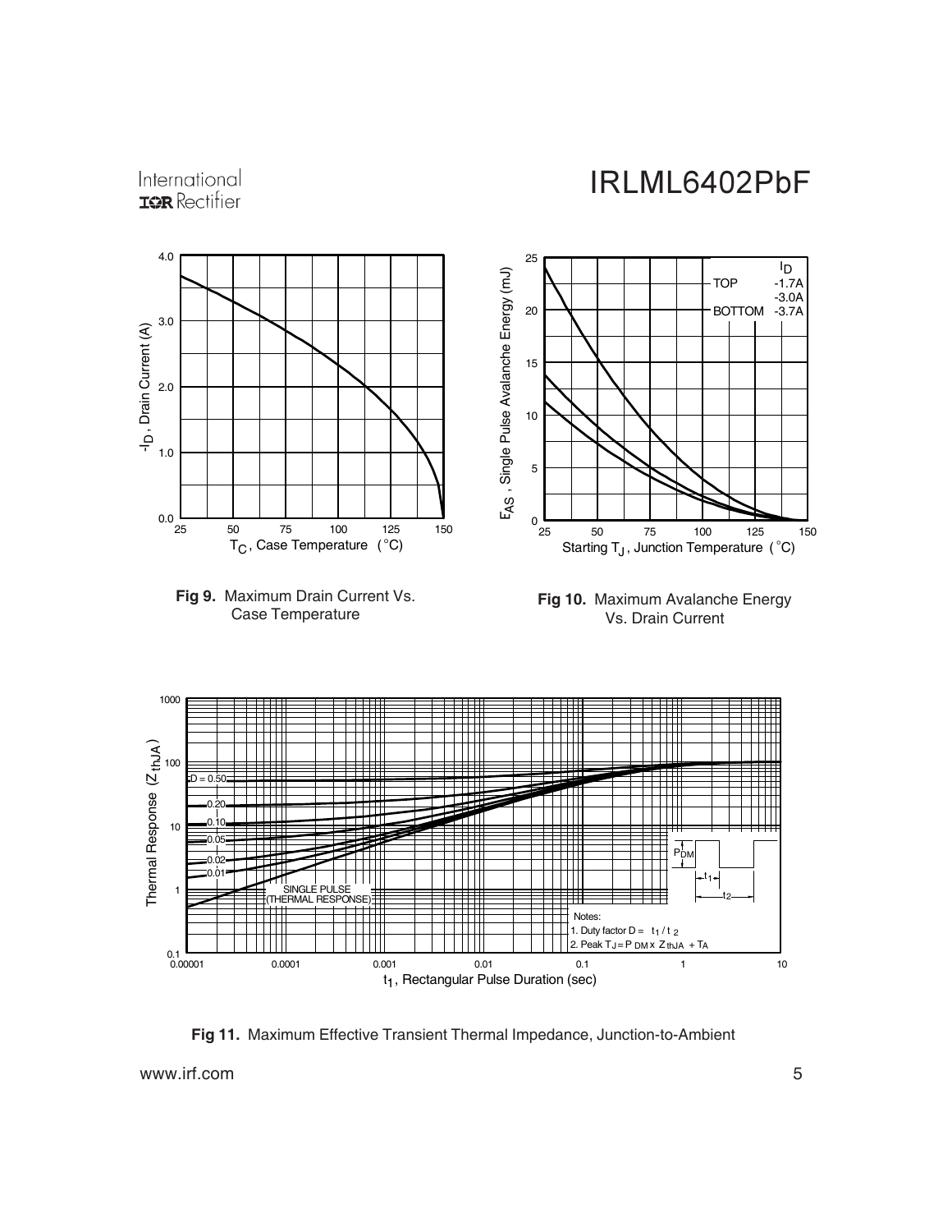Fig 9. Maximum Drain Current Vs. Case Temperature

Fig 10. Maximum Avalanche Energy Vs. Drain Current

Fig 11. Maximum Effective Transient Thermal Impedance, Junction-to-Ambient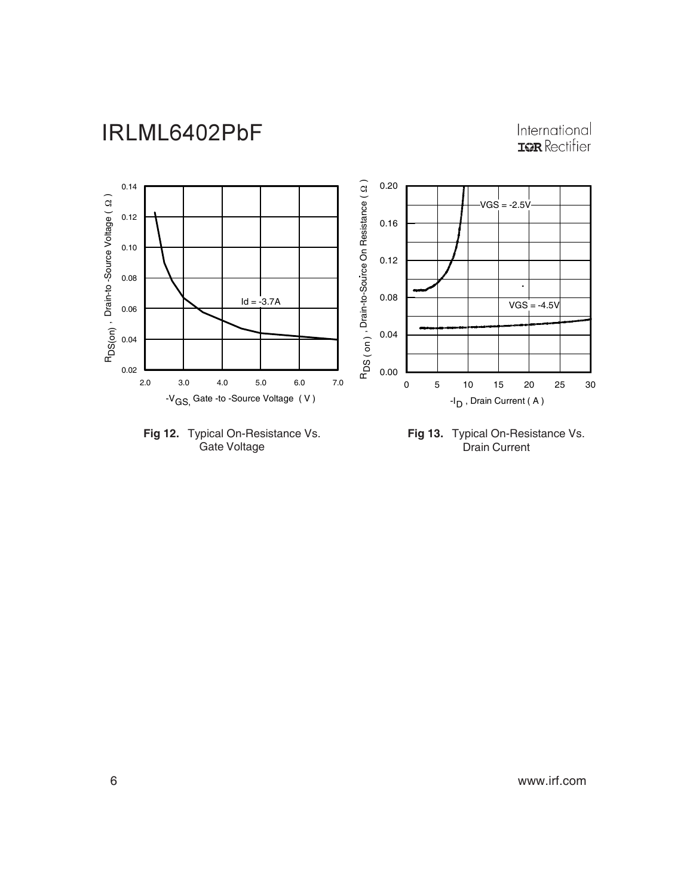**Fig 12.** Typical On-Resistance Vs. Gate Voltage

**Fig 13.** Typical On-Resistance Vs. Drain Current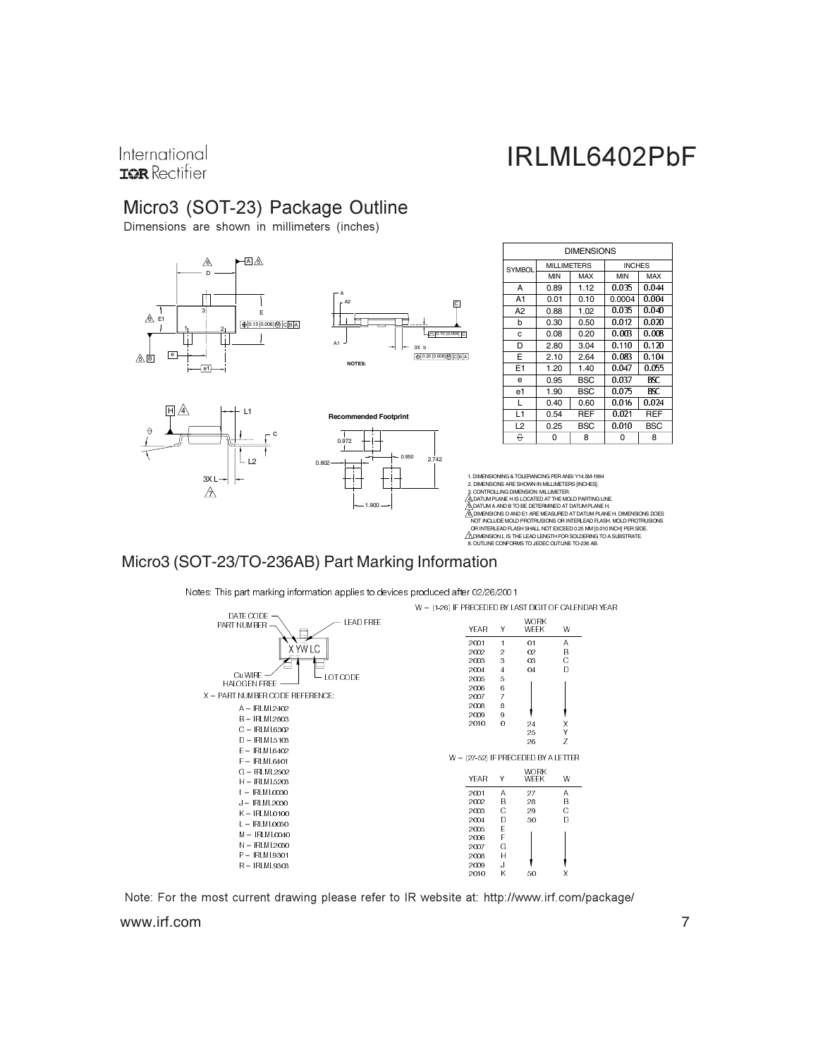# Micro3 (SOT-23) Package Outline

Dimensions are shown in millimeters (inches)

| SYMBOL | MILLIMETERS | | INCHES | |
|---|---|---|---|---|
| | MIN | MAX | MIN | MAX |
| A | 0.89 | 1.12 | 0.035 | 0.044 |
| A1 | 0.01 | 0.10 | 0.0004 | 0.004 |
| A2 | 0.88 | 1.02 | 0.035 | 0.040 |
| b | 0.30 | 0.50 | 0.012 | 0.020 |
| c | 0.08 | 0.20 | 0.003 | 0.008 |
| D | 2.80 | 3.04 | 0.110 | 0.120 |
| E | 2.10 | 2.64 | 0.083 | 0.104 |
| E1 | 1.20 | 1.40 | 0.047 | 0.055 |
| e | 0.95 | BSC | 0.037 | BSC |
| e1 | 1.90 | BSC | 0.075 | BSC |
| L | 0.40 | 0.60 | 0.016 | 0.024 |
| L1 | 0.54 | REF | 0.021 | REF |
| L2 | 0.25 | BSC | 0.010 | BSC |
| θ | 0 | 8 | 0 | 8 |

**Recommended Footprint**

0.972, 0.950, 2.742, 0.802, 1.900

**NOTES:**

1. DIMENSIONING & TOLERANCING PER ANSI Y14.5M-1994
2. DIMENSIONS ARE SHOWN IN MILLIMETERS [INCHES].
3. CONTROLLING DIMENSION: MILLIMETER.
4. DATUM PLANE H IS LOCATED AT THE MOLD PARTING LINE.
5. DATUM A AND B TO BE DETERMINED AT DATUM PLANE H.
6. DIMENSIONS D AND E1 ARE MEASURED AT DATUM PLANE H. DIMENSIONS DOES NOT INCLUDE MOLD PROTRUSIONS OR INTERLEAD FLASH. MOLD PROTRUSIONS OR INTERLEAD FLASH SHALL NOT EXCEED 0.25 MM [0.010 INCH] PER SIDE.
7. DIMENSION L IS THE LEAD LENGTH FOR SOLDERING TO A SUBSTRATE.
8. OUTLINE CONFORMS TO JEDEC OUTLINE TO-236 AB.

# Micro3 (SOT-23/TO-236AB) Part Marking Information

Notes: This part marking information applies to devices produced after 02/26/2001

DATE CODE, PART NUMBER, LEAD FREE, X YW LC, Cu WIRE, HALOGEN FREE, LOT CODE

X = PART NUMBER CODE REFERENCE:

- A = IRLML2402
- B = IRLML2803
- C = IRLML6302
- D = IRLML5103
- E = IRLML6402
- F = IRLML6401
- G = IRLML2502
- H = IRLML5203
- I = IRLML0030
- J = IRLML2030
- K = IRLML0100
- L = IRLML0060
- M = IRLML0040
- N = IRLML2060
- P = IRLML9301
- R = IRLML9303

W = (1-26) IF PRECEDED BY LAST DIGIT OF CALENDAR YEAR

| YEAR | Y | WORK WEEK | W |
|---|---|---|---|
| 2001 | 1 | 01 | A |
| 2002 | 2 | 02 | B |
| 2003 | 3 | 03 | C |
| 2004 | 4 | 04 | D |
| 2005 | 5 | | |
| 2006 | 6 | | |
| 2007 | 7 | | |
| 2008 | 8 | | |
| 2009 | 9 | | |
| 2010 | 0 | 24 | X |
| | | 25 | Y |
| | | 26 | Z |

W = (27-52) IF PRECEDED BY A LETTER

| YEAR | Y | WORK WEEK | W |
|---|---|---|---|
| 2001 | A | 27 | A |
| 2002 | B | 28 | B |
| 2003 | C | 29 | C |
| 2004 | D | 30 | D |
| 2005 | E | | |
| 2006 | F | | |
| 2007 | G | | |
| 2008 | H | | |
| 2009 | J | | |
| 2010 | K | 50 | X |

Note: For the most current drawing please refer to IR website at: http://www.irf.com/package/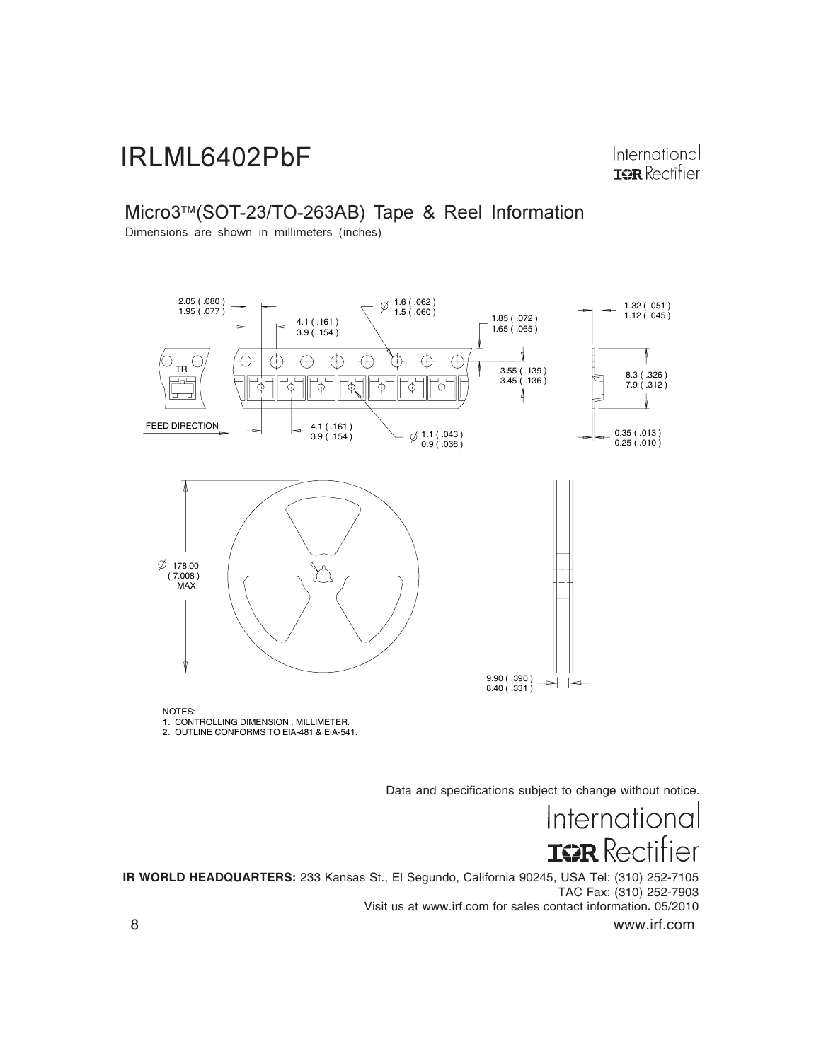## Micro3™(SOT-23/TO-263AB) Tape & Reel Information

Dimensions are shown in millimeters (inches)

2.05 ( .080 )
1.95 ( .077 )

4.1 ( .161 )
3.9 ( .154 )

Ø 1.6 ( .062 )
1.5 ( .060 )

1.85 ( .072 )
1.65 ( .065 )

1.32 ( .051 )
1.12 ( .045 )

TR

3.55 ( .139 )
3.45 ( .136 )

8.3 ( .326 )
7.9 ( .312 )

FEED DIRECTION

4.1 ( .161 )
3.9 ( .154 )

Ø 1.1 ( .043 )
0.9 ( .036 )

0.35 ( .013 )
0.25 ( .010 )

Ø 178.00
( 7.008 )
MAX.

9.90 ( .390 )
8.40 ( .331 )

NOTES:

1. CONTROLLING DIMENSION : MILLIMETER.
2. OUTLINE CONFORMS TO EIA-481 & EIA-541.

Data and specifications subject to change without notice.

International
IOR Rectifier

**IR WORLD HEADQUARTERS:** 233 Kansas St., El Segundo, California 90245, USA Tel: (310) 252-7105
TAC Fax: (310) 252-7903
Visit us at www.irf.com for sales contact information**.** 05/2010